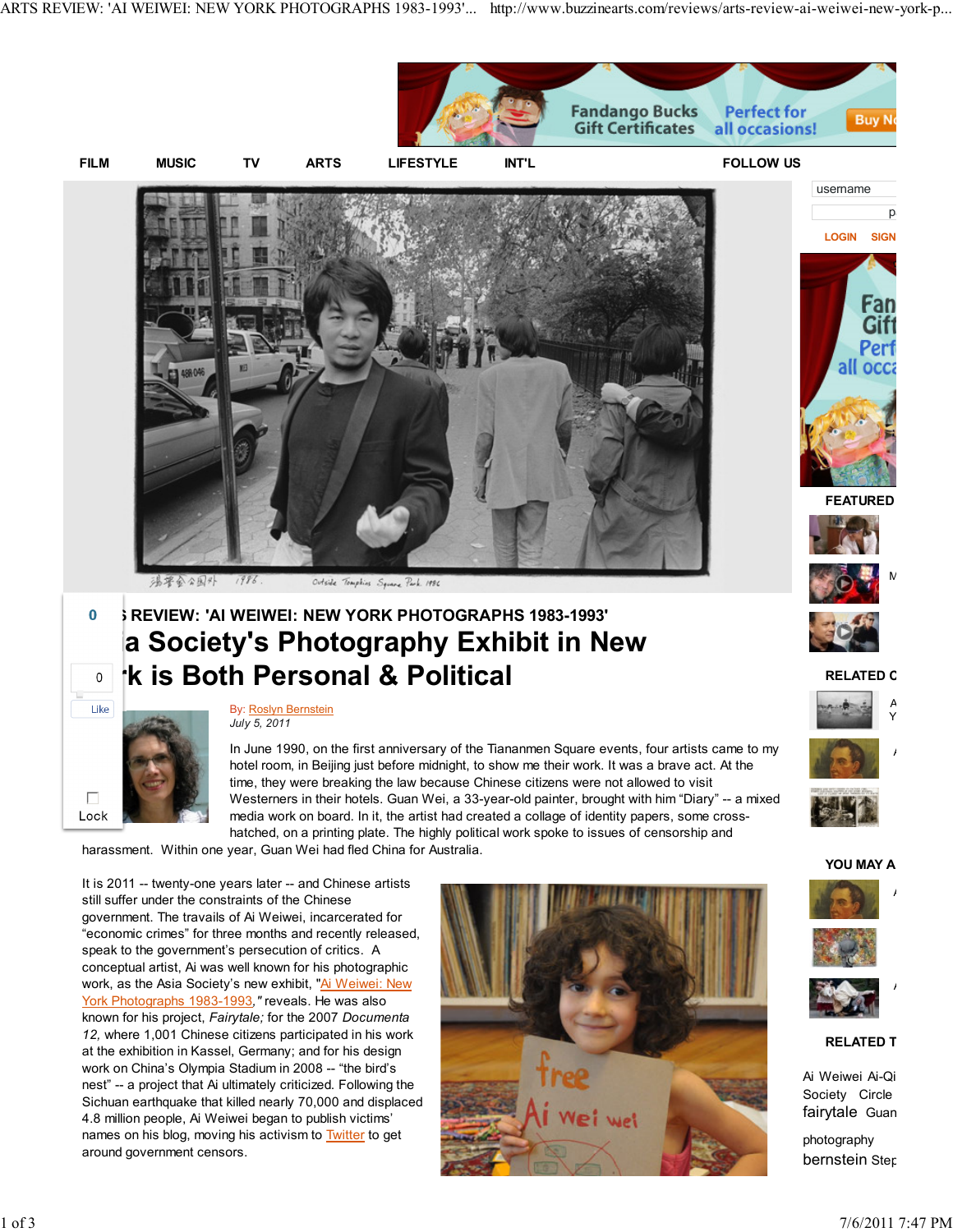FILM MUSIC TV ARTS LIFESTYLE INT'L FOLLOW US

Outside Tompkins Square Park, 1986

## ARTS REVIEW: 'AI WEIWEI: NEW YORK PHOTOGRAPHS 1983-1993'

# Asia Society's Photography Exhibit in New York is Both Personal & Political

By: Roslyn Bernstein
*July 5, 2011*

In June 1990, on the first anniversary of the Tiananmen Square events, four artists came to my hotel room, in Beijing just before midnight, to show me their work. It was a brave act. At the time, they were breaking the law because Chinese citizens were not allowed to visit Westerners in their hotels. Guan Wei, a 33-year-old painter, brought with him "Diary" -- a mixed media work on board. In it, the artist had created a collage of identity papers, some cross-hatched, on a printing plate. The highly political work spoke to issues of censorship and harassment. Within one year, Guan Wei had fled China for Australia.

It is 2011 -- twenty-one years later -- and Chinese artists still suffer under the constraints of the Chinese government. The travails of Ai Weiwei, incarcerated for "economic crimes" for three months and recently released, speak to the government's persecution of critics. A conceptual artist, Ai was well known for his photographic work, as the Asia Society's new exhibit, "Ai Weiwei: New York Photographs 1983-1993," reveals. He was also known for his project, *Fairytale;* for the 2007 *Documenta 12,* where 1,001 Chinese citizens participated in his work at the exhibition in Kassel, Germany; and for his design work on China's Olympia Stadium in 2008 -- "the bird's nest" -- a project that Ai ultimately criticized. Following the Sichuan earthquake that killed nearly 70,000 and displaced 4.8 million people, Ai Weiwei began to publish victims' names on his blog, moving his activism to Twitter to get around government censors.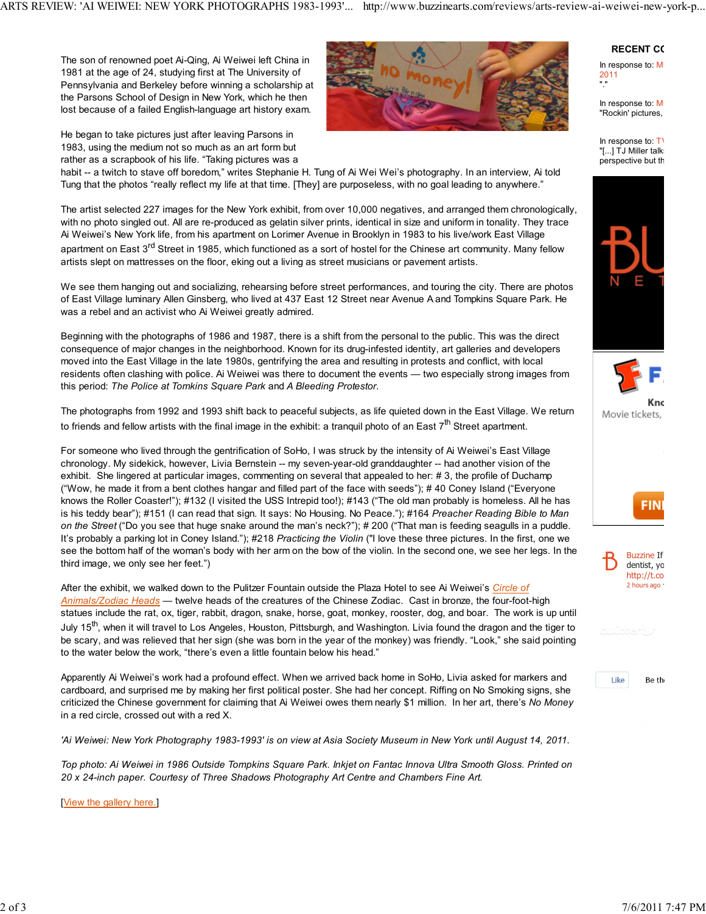The son of renowned poet Ai-Qing, Ai Weiwei left China in 1981 at the age of 24, studying first at The University of Pennsylvania and Berkeley before winning a scholarship at the Parsons School of Design in New York, which he then lost because of a failed English-language art history exam.

He began to take pictures just after leaving Parsons in 1983, using the medium not so much as an art form but rather as a scrapbook of his life. “Taking pictures was a habit -- a twitch to stave off boredom,” writes Stephanie H. Tung of Ai Wei Wei’s photography. In an interview, Ai told Tung that the photos “really reflect my life at that time. [They] are purposeless, with no goal leading to anywhere.”

The artist selected 227 images for the New York exhibit, from over 10,000 negatives, and arranged them chronologically, with no photo singled out. All are re-produced as gelatin silver prints, identical in size and uniform in tonality. They trace Ai Weiwei’s New York life, from his apartment on Lorimer Avenue in Brooklyn in 1983 to his live/work East Village apartment on East 3rd Street in 1985, which functioned as a sort of hostel for the Chinese art community. Many fellow artists slept on mattresses on the floor, eking out a living as street musicians or pavement artists.

We see them hanging out and socializing, rehearsing before street performances, and touring the city. There are photos of East Village luminary Allen Ginsberg, who lived at 437 East 12 Street near Avenue A and Tompkins Square Park. He was a rebel and an activist who Ai Weiwei greatly admired.

Beginning with the photographs of 1986 and 1987, there is a shift from the personal to the public. This was the direct consequence of major changes in the neighborhood. Known for its drug-infested identity, art galleries and developers moved into the East Village in the late 1980s, gentrifying the area and resulting in protests and conflict, with local residents often clashing with police. Ai Weiwei was there to document the events — two especially strong images from this period: *The Police at Tomkins Square Park* and *A Bleeding Protestor*.

The photographs from 1992 and 1993 shift back to peaceful subjects, as life quieted down in the East Village. We return to friends and fellow artists with the final image in the exhibit: a tranquil photo of an East 7th Street apartment.

For someone who lived through the gentrification of SoHo, I was struck by the intensity of Ai Weiwei’s East Village chronology. My sidekick, however, Livia Bernstein -- my seven-year-old granddaughter -- had another vision of the exhibit. She lingered at particular images, commenting on several that appealed to her: # 3, the profile of Duchamp (“Wow, he made it from a bent clothes hangar and filled part of the face with seeds”); # 40 Coney Island (“Everyone knows the Roller Coaster!”); #132 (I visited the USS Intrepid too!); #143 (“The old man probably is homeless. All he has is his teddy bear”); #151 (I can read that sign. It says: No Housing. No Peace.”); #164 *Preacher Reading Bible to Man on the Street* (“Do you see that huge snake around the man’s neck?”); # 200 (“That man is feeding seagulls in a puddle. It’s probably a parking lot in Coney Island.”); #218 *Practicing the Violin* ("I love these three pictures. In the first, one we see the bottom half of the woman’s body with her arm on the bow of the violin. In the second one, we see her legs. In the third image, we only see her feet.”)

After the exhibit, we walked down to the Pulitzer Fountain outside the Plaza Hotel to see Ai Weiwei’s *Circle of Animals/Zodiac Heads* — twelve heads of the creatures of the Chinese Zodiac. Cast in bronze, the four-foot-high statues include the rat, ox, tiger, rabbit, dragon, snake, horse, goat, monkey, rooster, dog, and boar. The work is up until July 15th, when it will travel to Los Angeles, Houston, Pittsburgh, and Washington. Livia found the dragon and the tiger to be scary, and was relieved that her sign (she was born in the year of the monkey) was friendly. “Look,” she said pointing to the water below the work, “there’s even a little fountain below his head.”

Apparently Ai Weiwei’s work had a profound effect. When we arrived back home in SoHo, Livia asked for markers and cardboard, and surprised me by making her first political poster. She had her concept. Riffing on No Smoking signs, she criticized the Chinese government for claiming that Ai Weiwei owes them nearly $1 million. In her art, there’s *No Money* in a red circle, crossed out with a red X.

*'Ai Weiwei: New York Photography 1983-1993' is on view at Asia Society Museum in New York until August 14, 2011.*

*Top photo: Ai Weiwei in 1986 Outside Tompkins Square Park. Inkjet on Fantac Innova Ultra Smooth Gloss. Printed on 20 x 24-inch paper. Courtesy of Three Shadows Photography Art Centre and Chambers Fine Art.*

[View the gallery here.]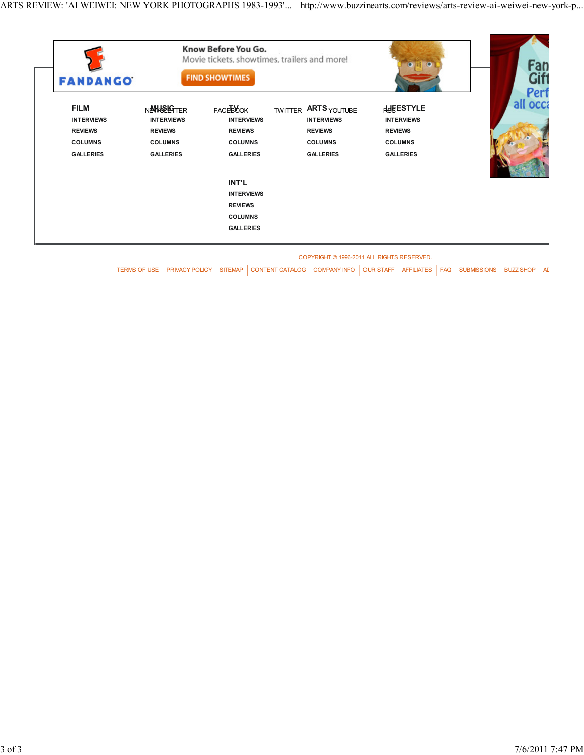Know Before You Go.
Movie tickets, showtimes, trailers and more!
FIND SHOWTIMES

FANDANGO

**FILM**
INTERVIEWS
REVIEWS
COLUMNS
GALLERIES

**MUSIC**
INTERVIEWS
REVIEWS
COLUMNS
GALLERIES

**TV**
INTERVIEWS
REVIEWS
COLUMNS
GALLERIES

**ARTS**
INTERVIEWS
REVIEWS
COLUMNS
GALLERIES

**LIFESTYLE**
INTERVIEWS
REVIEWS
COLUMNS
GALLERIES

**INT'L**
INTERVIEWS
REVIEWS
COLUMNS
GALLERIES

NEWSLETTER FACEBOOK TWITTER YOUTUBE RSS

COPYRIGHT © 1996-2011 ALL RIGHTS RESERVED.

TERMS OF USE | PRIVACY POLICY | SITEMAP | CONTENT CATALOG | COMPANY INFO | OUR STAFF | AFFILIATES | FAQ | SUBMISSIONS | BUZZ SHOP | AD